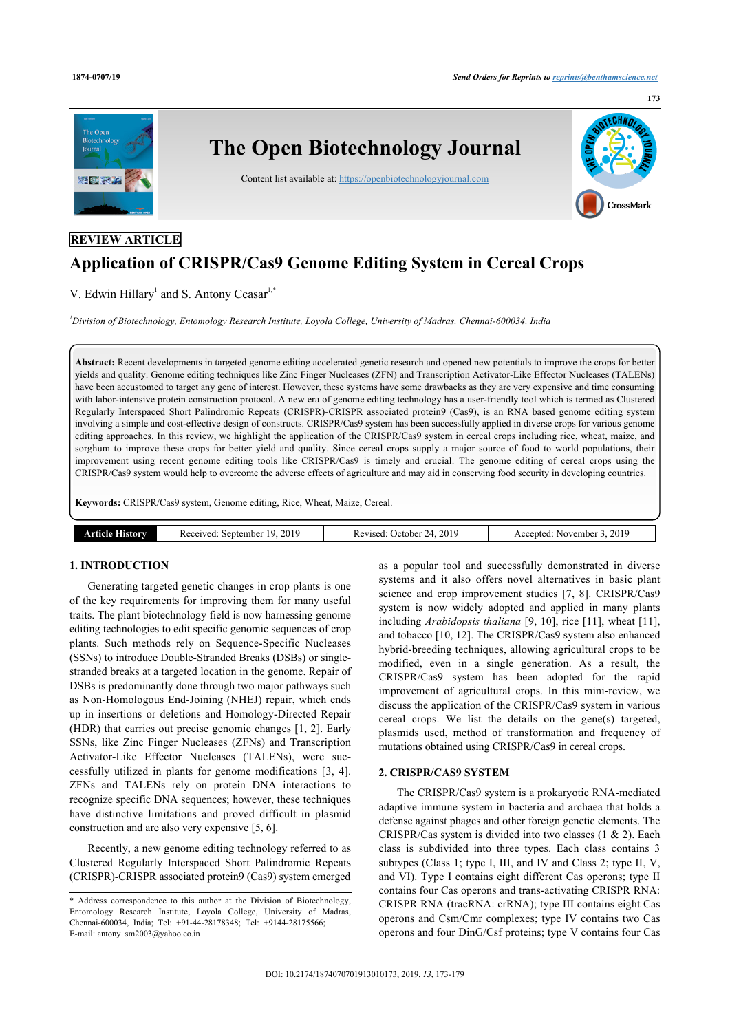REVIEW ARTICLE

# Application of CRISPR/Cas9 Genome Editing System in Cereal Crops

V. Edwin Hillary[1] and S. Antony Ceasar[1,*]

[1]Division of Biotechnology, Entomology Research Institute, Loyola College, University of Madras, Chennai-600034, India

**Abstract:** Recent developments in targeted genome editing accelerated genetic research and opened new potentials to improve the crops for better yields and quality. Genome editing techniques like Zinc Finger Nucleases (ZFN) and Transcription Activator-Like Effector Nucleases (TALENs) have been accustomed to target any gene of interest. However, these systems have some drawbacks as they are very expensive and time consuming with labor-intensive protein construction protocol. A new era of genome editing technology has a user-friendly tool which is termed as Clustered Regularly Interspaced Short Palindromic Repeats (CRISPR)-CRISPR associated protein9 (Cas9), is an RNA based genome editing system involving a simple and cost-effective design of constructs. CRISPR/Cas9 system has been successfully applied in diverse crops for various genome editing approaches. In this review, we highlight the application of the CRISPR/Cas9 system in cereal crops including rice, wheat, maize, and sorghum to improve these crops for better yield and quality. Since cereal crops supply a major source of food to world populations, their improvement using recent genome editing tools like CRISPR/Cas9 is timely and crucial. The genome editing of cereal crops using the CRISPR/Cas9 system would help to overcome the adverse effects of agriculture and may aid in conserving food security in developing countries.

**Keywords:** CRISPR/Cas9 system, Genome editing, Rice, Wheat, Maize, Cereal.

| Article History | Received: September 19, 2019 | Revised: October 24, 2019 | Accepted: November 3, 2019 |
| --- | --- | --- | --- |

## 1. INTRODUCTION

Generating targeted genetic changes in crop plants is one of the key requirements for improving them for many useful traits. The plant biotechnology field is now harnessing genome editing technologies to edit specific genomic sequences of crop plants. Such methods rely on Sequence-Specific Nucleases (SSNs) to introduce Double-Stranded Breaks (DSBs) or single-stranded breaks at a targeted location in the genome. Repair of DSBs is predominantly done through two major pathways such as Non-Homologous End-Joining (NHEJ) repair, which ends up in insertions or deletions and Homology-Directed Repair (HDR) that carries out precise genomic changes [1, 2]. Early SSNs, like Zinc Finger Nucleases (ZFNs) and Transcription Activator-Like Effector Nucleases (TALENs), were successfully utilized in plants for genome modifications [3, 4]. ZFNs and TALENs rely on protein DNA interactions to recognize specific DNA sequences; however, these techniques have distinctive limitations and proved difficult in plasmid construction and are also very expensive [5, 6].

Recently, a new genome editing technology referred to as Clustered Regularly Interspaced Short Palindromic Repeats (CRISPR)-CRISPR associated protein9 (Cas9) system emerged as a popular tool and successfully demonstrated in diverse systems and it also offers novel alternatives in basic plant science and crop improvement studies [7, 8]. CRISPR/Cas9 system is now widely adopted and applied in many plants including *Arabidopsis thaliana* [9, 10], rice [11], wheat [11], and tobacco [10, 12]. The CRISPR/Cas9 system also enhanced hybrid-breeding techniques, allowing agricultural crops to be modified, even in a single generation. As a result, the CRISPR/Cas9 system has been adopted for the rapid improvement of agricultural crops. In this mini-review, we discuss the application of the CRISPR/Cas9 system in various cereal crops. We list the details on the gene(s) targeted, plasmids used, method of transformation and frequency of mutations obtained using CRISPR/Cas9 in cereal crops.

## 2. CRISPR/CAS9 SYSTEM

The CRISPR/Cas9 system is a prokaryotic RNA-mediated adaptive immune system in bacteria and archaea that holds a defense against phages and other foreign genetic elements. The CRISPR/Cas system is divided into two classes (1 & 2). Each class is subdivided into three types. Each class contains 3 subtypes (Class 1; type I, III, and IV and Class 2; type II, V, and VI). Type I contains eight different Cas operons; type II contains four Cas operons and trans-activating CRISPR RNA: CRISPR RNA (tracRNA: crRNA); type III contains eight Cas operons and Csm/Cmr complexes; type IV contains two Cas operons and four DinG/Csf proteins; type V contains four Cas

\* Address correspondence to this author at the Division of Biotechnology, Entomology Research Institute, Loyola College, University of Madras, Chennai-600034, India; Tel: +91-44-28178348; Tel: +9144-28175566; E-mail: antony_sm2003@yahoo.co.in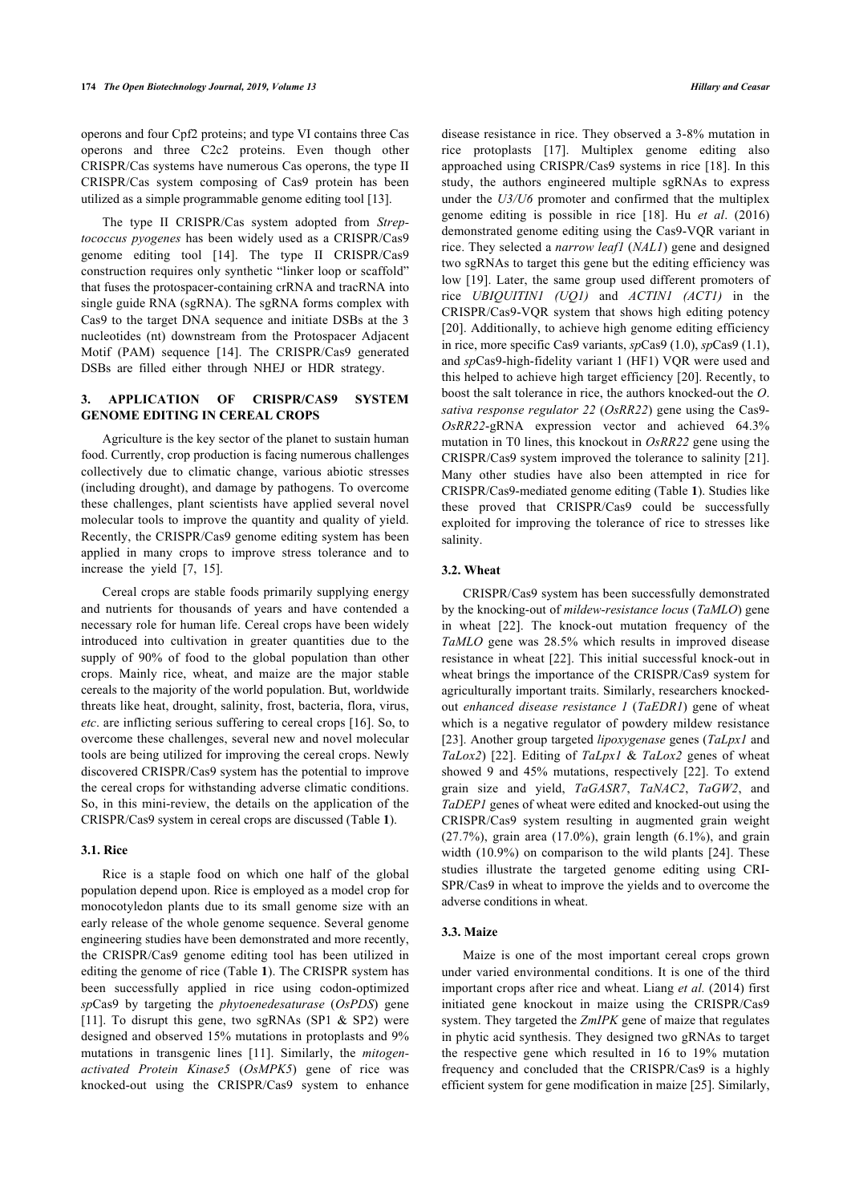operons and four Cpf2 proteins; and type VI contains three Cas operons and three C2c2 proteins. Even though other CRISPR/Cas systems have numerous Cas operons, the type II CRISPR/Cas system composing of Cas9 protein has been utilized as a simple programmable genome editing tool [13].

The type II CRISPR/Cas system adopted from *Streptococcus pyogenes* has been widely used as a CRISPR/Cas9 genome editing tool [14]. The type II CRISPR/Cas9 construction requires only synthetic "linker loop or scaffold" that fuses the protospacer-containing crRNA and tracRNA into single guide RNA (sgRNA). The sgRNA forms complex with Cas9 to the target DNA sequence and initiate DSBs at the 3 nucleotides (nt) downstream from the Protospacer Adjacent Motif (PAM) sequence [14]. The CRISPR/Cas9 generated DSBs are filled either through NHEJ or HDR strategy.

## 3. APPLICATION OF CRISPR/CAS9 SYSTEM GENOME EDITING IN CEREAL CROPS

Agriculture is the key sector of the planet to sustain human food. Currently, crop production is facing numerous challenges collectively due to climatic change, various abiotic stresses (including drought), and damage by pathogens. To overcome these challenges, plant scientists have applied several novel molecular tools to improve the quantity and quality of yield. Recently, the CRISPR/Cas9 genome editing system has been applied in many crops to improve stress tolerance and to increase the yield [7, 15].

Cereal crops are stable foods primarily supplying energy and nutrients for thousands of years and have contended a necessary role for human life. Cereal crops have been widely introduced into cultivation in greater quantities due to the supply of 90% of food to the global population than other crops. Mainly rice, wheat, and maize are the major stable cereals to the majority of the world population. But, worldwide threats like heat, drought, salinity, frost, bacteria, flora, virus, *etc*. are inflicting serious suffering to cereal crops [16]. So, to overcome these challenges, several new and novel molecular tools are being utilized for improving the cereal crops. Newly discovered CRISPR/Cas9 system has the potential to improve the cereal crops for withstanding adverse climatic conditions. So, in this mini-review, the details on the application of the CRISPR/Cas9 system in cereal crops are discussed (Table **1**).

### 3.1. Rice

Rice is a staple food on which one half of the global population depend upon. Rice is employed as a model crop for monocotyledon plants due to its small genome size with an early release of the whole genome sequence. Several genome engineering studies have been demonstrated and more recently, the CRISPR/Cas9 genome editing tool has been utilized in editing the genome of rice (Table **1**). The CRISPR system has been successfully applied in rice using codon-optimized *sp*Cas9 by targeting the *phytoenedesaturase* (*OsPDS*) gene [11]. To disrupt this gene, two sgRNAs (SP1 & SP2) were designed and observed 15% mutations in protoplasts and 9% mutations in transgenic lines [11]. Similarly, the *mitogen-activated Protein Kinase5* (*OsMPK5*) gene of rice was knocked-out using the CRISPR/Cas9 system to enhance disease resistance in rice. They observed a 3-8% mutation in rice protoplasts [17]. Multiplex genome editing also approached using CRISPR/Cas9 systems in rice [18]. In this study, the authors engineered multiple sgRNAs to express under the *U3/U6* promoter and confirmed that the multiplex genome editing is possible in rice [18]. Hu *et al*. (2016) demonstrated genome editing using the Cas9-VQR variant in rice. They selected a *narrow leaf1* (*NAL1*) gene and designed two sgRNAs to target this gene but the editing efficiency was low [19]. Later, the same group used different promoters of rice *UBIQUITIN1 (UQ1)* and *ACTIN1 (ACT1)* in the CRISPR/Cas9-VQR system that shows high editing potency [20]. Additionally, to achieve high genome editing efficiency in rice, more specific Cas9 variants, *sp*Cas9 (1.0), *sp*Cas9 (1.1), and *sp*Cas9-high-fidelity variant 1 (HF1) VQR were used and this helped to achieve high target efficiency [20]. Recently, to boost the salt tolerance in rice, the authors knocked-out the *O. sativa response regulator 22* (*OsRR22*) gene using the Cas9-*OsRR22*-gRNA expression vector and achieved 64.3% mutation in T0 lines, this knockout in *OsRR22* gene using the CRISPR/Cas9 system improved the tolerance to salinity [21]. Many other studies have also been attempted in rice for CRISPR/Cas9-mediated genome editing (Table **1**). Studies like these proved that CRISPR/Cas9 could be successfully exploited for improving the tolerance of rice to stresses like salinity.

### 3.2. Wheat

CRISPR/Cas9 system has been successfully demonstrated by the knocking-out of *mildew-resistance locus* (*TaMLO*) gene in wheat [22]. The knock-out mutation frequency of the *TaMLO* gene was 28.5% which results in improved disease resistance in wheat [22]. This initial successful knock-out in wheat brings the importance of the CRISPR/Cas9 system for agriculturally important traits. Similarly, researchers knocked-out *enhanced disease resistance 1* (*TaEDR1*) gene of wheat which is a negative regulator of powdery mildew resistance [23]. Another group targeted *lipoxygenase* genes (*TaLpx1* and *TaLox2*) [22]. Editing of *TaLpx1* & *TaLox2* genes of wheat showed 9 and 45% mutations, respectively [22]. To extend grain size and yield, *TaGASR7*, *TaNAC2*, *TaGW2*, and *TaDEP1* genes of wheat were edited and knocked-out using the CRISPR/Cas9 system resulting in augmented grain weight (27.7%), grain area (17.0%), grain length (6.1%), and grain width (10.9%) on comparison to the wild plants [24]. These studies illustrate the targeted genome editing using CRISPR/Cas9 in wheat to improve the yields and to overcome the adverse conditions in wheat.

### 3.3. Maize

Maize is one of the most important cereal crops grown under varied environmental conditions. It is one of the third important crops after rice and wheat. Liang *et al.* (2014) first initiated gene knockout in maize using the CRISPR/Cas9 system. They targeted the *ZmIPK* gene of maize that regulates in phytic acid synthesis. They designed two gRNAs to target the respective gene which resulted in 16 to 19% mutation frequency and concluded that the CRISPR/Cas9 is a highly efficient system for gene modification in maize [25]. Similarly,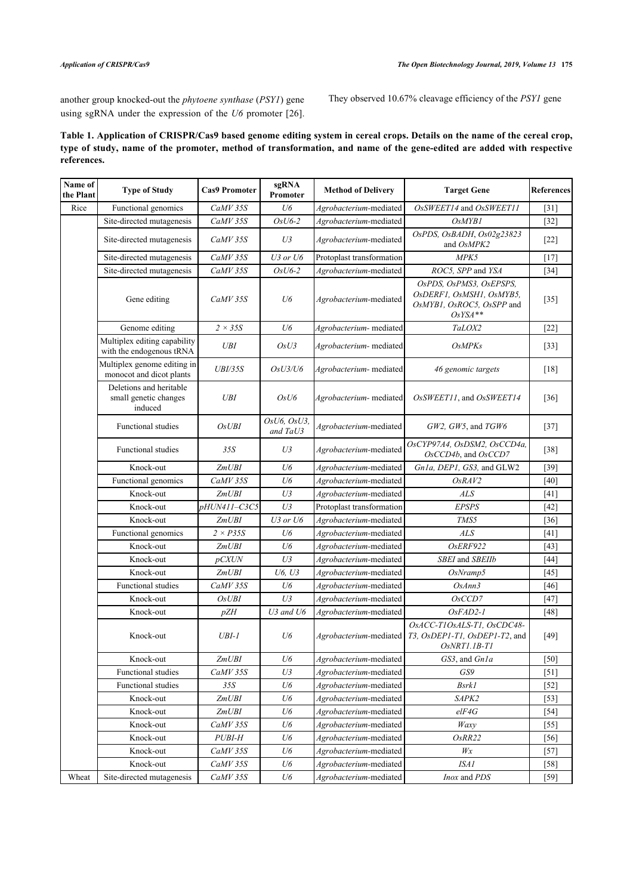another group knocked-out the *phytoene synthase* (*PSY1*) gene using sgRNA under the expression of the *U6* promoter [26]. They observed 10.67% cleavage efficiency of the *PSY1* gene

**Table 1. Application of CRISPR/Cas9 based genome editing system in cereal crops. Details on the name of the cereal crop, type of study, name of the promoter, method of transformation, and name of the gene-edited are added with respective references.**

| Name of the Plant | Type of Study | Cas9 Promoter | sgRNA Promoter | Method of Delivery | Target Gene | References |
|---|---|---|---|---|---|---|
| Rice | Functional genomics | *CaMV 35S* | *U6* | *Agrobacterium*-mediated | *OsSWEET14* and *OsSWEET11* | [31] |
| | Site-directed mutagenesis | *CaMV 35S* | *OsU6-2* | *Agrobacterium*-mediated | *OsMYB1* | [32] |
| | Site-directed mutagenesis | *CaMV 35S* | *U3* | *Agrobacterium*-mediated | *OsPDS, OsBADH, Os02g23823* and *OsMPK2* | [22] |
| | Site-directed mutagenesis | *CaMV 35S* | *U3 or U6* | Protoplast transformation | *MPK5* | [17] |
| | Site-directed mutagenesis | *CaMV 35S* | *OsU6-2* | *Agrobacterium*-mediated | *ROC5, SPP* and *YSA* | [34] |
| | Gene editing | *CaMV 35S* | *U6* | *Agrobacterium*-mediated | *OsPDS, OsPMS3, OsEPSPS, OsDERF1, OsMSH1, OsMYB5, OsMYB1, OsROC5, OsSPP* and *OsYSA*** | [35] |
| | Genome editing | *2 × 35S* | *U6* | *Agrobacterium*- mediated | *TaLOX2* | [22] |
| | Multiplex editing capability with the endogenous tRNA | *UBI* | *OsU3* | *Agrobacterium*- mediated | *OsMPKs* | [33] |
| | Multiplex genome editing in monocot and dicot plants | *UBI/35S* | *OsU3/U6* | *Agrobacterium*- mediated | *46 genomic targets* | [18] |
| | Deletions and heritable small genetic changes induced | *UBI* | *OsU6* | *Agrobacterium*- mediated | *OsSWEET11*, and *OsSWEET14* | [36] |
| | Functional studies | *OsUBI* | *OsU6, OsU3, and TaU3* | *Agrobacterium*-mediated | *GW2, GW5*, and *TGW6* | [37] |
| | Functional studies | *35S* | *U3* | *Agrobacterium*-mediated | *OsCYP97A4, OsDSM2, OsCCD4a, OsCCD4b*, and *OsCCD7* | [38] |
| | Knock-out | *ZmUBI* | *U6* | *Agrobacterium*-mediated | *Gn1a, DEP1, GS3,* and GLW2 | [39] |
| | Functional genomics | *CaMV 35S* | *U6* | *Agrobacterium*-mediated | *OsRAV2* | [40] |
| | Knock-out | *ZmUBI* | *U3* | *Agrobacterium*-mediated | *ALS* | [41] |
| | Knock-out | *pHUN411–C3C5* | *U3* | Protoplast transformation | *EPSPS* | [42] |
| | Knock-out | *ZmUBI* | *U3 or U6* | *Agrobacterium*-mediated | *TMS5* | [36] |
| | Functional genomics | *2 × P35S* | *U6* | *Agrobacterium*-mediated | *ALS* | [41] |
| | Knock-out | *ZmUBI* | *U6* | *Agrobacterium*-mediated | *OsERF922* | [43] |
| | Knock-out | *pCXUN* | *U3* | *Agrobacterium*-mediated | *SBEI* and *SBEIIb* | [44] |
| | Knock-out | *ZmUBI* | *U6, U3* | *Agrobacterium*-mediated | *OsNramp5* | [45] |
| | Functional studies | *CaMV 35S* | *U6* | *Agrobacterium*-mediated | *OsAnn3* | [46] |
| | Knock-out | *OsUBI* | *U3* | *Agrobacterium*-mediated | *OsCCD7* | [47] |
| | Knock-out | *pZH* | *U3 and U6* | *Agrobacterium*-mediated | *OsFAD2-1* | [48] |
| | Knock-out | *UBI-1* | *U6* | *Agrobacterium*-mediated | *OsACC-T1OsALS-T1, OsCDC48-T3, OsDEP1-T1, OsDEP1-T2*, and *OsNRT1.1B-T1* | [49] |
| | Knock-out | *ZmUBI* | *U6* | *Agrobacterium*-mediated | *GS3*, and *Gn1a* | [50] |
| | Functional studies | *CaMV 35S* | *U3* | *Agrobacterium*-mediated | *GS9* | [51] |
| | Functional studies | *35S* | *U6* | *Agrobacterium*-mediated | *Bsrk1* | [52] |
| | Knock-out | *ZmUBI* | *U6* | *Agrobacterium*-mediated | *SAPK2* | [53] |
| | Knock-out | *ZmUBI* | *U6* | *Agrobacterium*-mediated | *elF4G* | [54] |
| | Knock-out | *CaMV 35S* | *U6* | *Agrobacterium*-mediated | *Waxy* | [55] |
| | Knock-out | *PUBI-H* | *U6* | *Agrobacterium*-mediated | *OsRR22* | [56] |
| | Knock-out | *CaMV 35S* | *U6* | *Agrobacterium*-mediated | *Wx* | [57] |
| | Knock-out | *CaMV 35S* | *U6* | *Agrobacterium*-mediated | *ISA1* | [58] |
| Wheat | Site-directed mutagenesis | *CaMV 35S* | *U6* | *Agrobacterium*-mediated | *Inox* and *PDS* | [59] |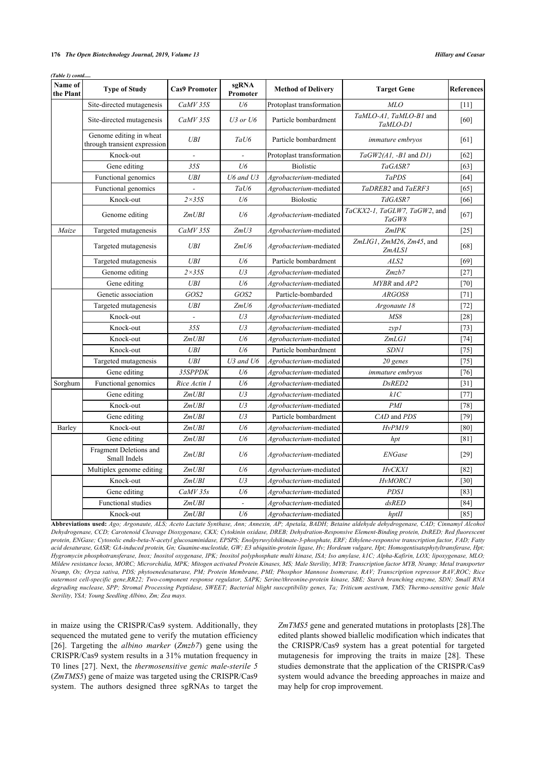*(Table 1) contd.....*

| Name of the Plant | Type of Study | Cas9 Promoter | sgRNA Promoter | Method of Delivery | Target Gene | References |
|---|---|---|---|---|---|---|
| | Site-directed mutagenesis | *CaMV 35S* | *U6* | Protoplast transformation | *MLO* | [11] |
| | Site-directed mutagenesis | *CaMV 35S* | *U3 or U6* | Particle bombardment | *TaMLO-A1, TaMLO-B1* and *TaMLO-D1* | [60] |
| | Genome editing in wheat through transient expression | *UBI* | *TaU6* | Particle bombardment | *immature embryos* | [61] |
| | Knock-out | - | - | Protoplast transformation | *TaGW2(A1, -B1* and *D1)* | [62] |
| | Gene editing | *35S* | *U6* | Biolistic | *TaGASR7* | [63] |
| | Functional genomics | *UBI* | *U6 and U3* | *Agrobacterium*-mediated | *TaPDS* | [64] |
| | Functional genomics | - | *TaU6* | *Agrobacterium*-mediated | *TaDREB2* and *TaERF3* | [65] |
| | Knock-out | *2×35S* | *U6* | Biolostic | *TdGASR7* | [66] |
| | Genome editing | *ZmUBI* | *U6* | *Agrobacterium*-mediated | *TaCKX2-1, TaGLW7, TaGW2*, and *TaGW8* | [67] |
| *Maize* | Targeted mutagenesis | *CaMV 35S* | *ZmU3* | *Agrobacterium*-mediated | *ZmIPK* | [25] |
| | Targeted mutagenesis | *UBI* | *ZmU6* | *Agrobacterium*-mediated | *ZmLIG1, ZmM26, Zm45*, and *ZmALS1* | [68] |
| | Targeted mutagenesis | *UBI* | *U6* | Particle bombardment | *ALS2* | [69] |
| | Genome editing | *2×35S* | *U3* | *Agrobacterium*-mediated | *Zmzb7* | [27] |
| | Gene editing | *UBI* | *U6* | *Agrobacterium*-mediated | *MYBR* and *AP2* | [70] |
| | Genetic association | *GOS2* | *GOS2* | Particle-bombarded | *ARGOS8* | [71] |
| | Targeted mutagenesis | *UBI* | *ZmU6* | *Agrobacterium*-mediated | *Argonaute 18* | [72] |
| | Knock-out | - | *U3* | *Agrobacterium*-mediated | *MS8* | [28] |
| | Knock-out | *35S* | *U3* | *Agrobacterium*-mediated | *zyp1* | [73] |
| | Knock-out | *ZmUBI* | *U6* | *Agrobacterium*-mediated | *ZmLG1* | [74] |
| | Knock-out | *UBI* | *U6* | Particle bombardment | *SDN1* | [75] |
| | Targeted mutagenesis | *UBI* | *U3 and U6* | *Agrobacterium*-mediated | *20 genes* | [75] |
| | Gene editing | *35SPPDK* | *U6* | *Agrobacterium*-mediated | *immature embryos* | [76] |
| Sorghum | Functional genomics | *Rice Actin 1* | *U6* | *Agrobacterium*-mediated | *DsRED2* | [31] |
| | Gene editing | *ZmUBI* | *U3* | *Agrobacterium*-mediated | *k1C* | [77] |
| | Knock-out | *ZmUBI* | *U3* | *Agrobacterium*-mediated | *PMI* | [78] |
| | Gene editing | *ZmUBI* | *U3* | Particle bombardment | *CAD* and *PDS* | [79] |
| Barley | Knock-out | *ZmUBI* | *U6* | *Agrobacterium*-mediated | *HvPM19* | [80] |
| | Gene editing | *ZmUBI* | *U6* | *Agrobacterium*-mediated | *hpt* | [81] |
| | Fragment Deletions and Small Indels | *ZmUBI* | *U6* | *Agrobacterium*-mediated | *ENGase* | [29] |
| | Multiplex genome editing | *ZmUBI* | *U6* | *Agrobacterium*-mediated | *HvCKX1* | [82] |
| | Knock-out | *ZmUBI* | *U3* | *Agrobacterium*-mediated | *HvMORC1* | [30] |
| | Gene editing | *CaMV 35s* | *U6* | *Agrobacterium*-mediated | *PDS1* | [83] |
| | Functional studies | *ZmUBI* | - | *Agrobacterium*-mediated | *dsRED* | [84] |
| | Knock-out | *ZmUBI* | *U6* | *Agrobacterium*-mediated | *hptII* | [85] |

**Abbreviations used:** *Ago; Argonaute, ALS; Aceto Lactate Synthase, Ann; Annexin, AP; Apetala, BADH; Betaine aldehyde dehydrogenase, CAD; Cinnamyl Alcohol Dehydrogenase, CCD; Carotenoid Cleavage Dioxygenase, CKX; Cytokinin oxidase, DREB; Dehydration-Responsive Element-Binding protein, DsRED; Red fluorescent protein, ENGase; Cytosolic endo-beta-N-acetyl glucosaminidase, EPSPS; Enolpyruvylshikimate-3-phosphate, ERF; Ethylene-responsive transcription factor, FAD; Fatty acid desaturase, GASR; GA-induced protein, Gn; Guanine-nucleotide, GW; E3 ubiquitin-protein ligase, Hv; Hordeum vulgare, Hpt; Homogentisatephytyltransferase, Hpt; Hygromycin phosphotransferase, Inox; Inositol oxygenase, IPK; Inositol polyphosphate multi kinase, ISA; Iso amylase, k1C; Alpha-Kafirin, LOX; lipoxygenase, MLO; Mildew resistance locus, MORC; Microrchidia, MPK; Mitogen activated Protein Kinases, MS; Male Sterility, MYB; Transcription factor MYB, Nramp; Metal transporter Nramp, Os; Oryza sativa, PDS; phytoenedesaturase, PM; Protein Membrane, PMI; Phosphor Mannose Isomerase, RAV; Transcription repressor RAV,ROC; Rice outermost cell-specific gene,RR22; Two-component response regulator, SAPK; Serine/threonine-protein kinase, SBE; Starch branching enzyme, SDN; Small RNA degrading nuclease, SPP; Stromal Processing Peptidase, SWEET; Bacterial blight susceptibility genes, Ta; Triticum aestivum, TMS; Thermo-sensitive genic Male Sterility, YSA; Young Seedling Albino, Zm; Zea mays.*

in maize using the CRISPR/Cas9 system. Additionally, they sequenced the mutated gene to verify the mutation efficiency [26]. Targeting the *albino marker* (*Zmzb7*) gene using the CRISPR/Cas9 system results in a 31% mutation frequency in T0 lines [27]. Next, the *thermosensitive genic male-sterile 5* (*ZmTMS5*) gene of maize was targeted using the CRISPR/Cas9 system. The authors designed three sgRNAs to target the *ZmTMS5* gene and generated mutations in protoplasts [28].The edited plants showed biallelic modification which indicates that the CRISPR/Cas9 system has a great potential for targeted mutagenesis for improving the traits in maize [28]. These studies demonstrate that the application of the CRISPR/Cas9 system would advance the breeding approaches in maize and may help for crop improvement.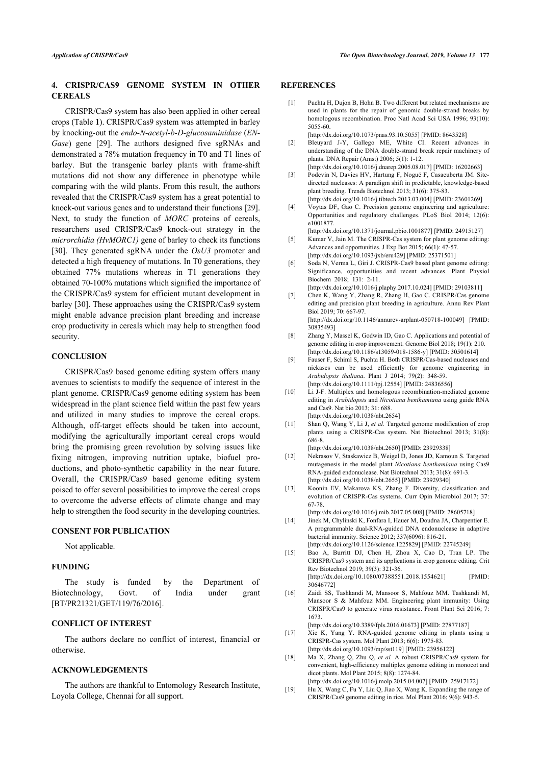## 4. CRISPR/CAS9 GENOME SYSTEM IN OTHER CEREALS

CRISPR/Cas9 system has also been applied in other cereal crops (Table **1**). CRISPR/Cas9 system was attempted in barley by knocking-out the *endo-N-acetyl-b-D-glucosaminidase* (*EN-Gase*) gene [29]. The authors designed five sgRNAs and demonstrated a 78% mutation frequency in T0 and T1 lines of barley. But the transgenic barley plants with frame-shift mutations did not show any difference in phenotype while comparing with the wild plants. From this result, the authors revealed that the CRISPR/Cas9 system has a great potential to knock-out various genes and to understand their functions [29]. Next, to study the function of *MORC* proteins of cereals, researchers used CRISPR/Cas9 knock-out strategy in the *microrchidia (HvMORC1)* gene of barley to check its functions [30]. They generated sgRNA under the *OsU3* promoter and detected a high frequency of mutations. In T0 generations, they obtained 77% mutations whereas in T1 generations they obtained 70-100% mutations which signified the importance of the CRISPR/Cas9 system for efficient mutant development in barley [30]. These approaches using the CRISPR/Cas9 system might enable advance precision plant breeding and increase crop productivity in cereals which may help to strengthen food security.

## CONCLUSION

CRISPR/Cas9 based genome editing system offers many avenues to scientists to modify the sequence of interest in the plant genome. CRISPR/Cas9 genome editing system has been widespread in the plant science field within the past few years and utilized in many studies to improve the cereal crops. Although, off-target effects should be taken into account, modifying the agriculturally important cereal crops would bring the promising green revolution by solving issues like fixing nitrogen, improving nutrition uptake, biofuel productions, and photo-synthetic capability in the near future. Overall, the CRISPR/Cas9 based genome editing system poised to offer several possibilities to improve the cereal crops to overcome the adverse effects of climate change and may help to strengthen the food security in the developing countries.

## CONSENT FOR PUBLICATION

Not applicable.

## FUNDING

The study is funded by the Department of Biotechnology, Govt. of India under grant [BT/PR21321/GET/119/76/2016].

## CONFLICT OF INTEREST

The authors declare no conflict of interest, financial or otherwise.

## ACKNOWLEDGEMENTS

The authors are thankful to Entomology Research Institute, Loyola College, Chennai for all support.

## REFERENCES

[1] Puchta H, Dujon B, Hohn B. Two different but related mechanisms are used in plants for the repair of genomic double-strand breaks by homologous recombination. Proc Natl Acad Sci USA 1996; 93(10): 5055-60.
[http://dx.doi.org/10.1073/pnas.93.10.5055] [PMID: 8643528]

[2] Bleuyard J-Y, Gallego ME, White CI. Recent advances in understanding of the DNA double-strand break repair machinery of plants. DNA Repair (Amst) 2006; 5(1): 1-12.
[http://dx.doi.org/10.1016/j.dnarep.2005.08.017] [PMID: 16202663]

[3] Podevin N, Davies HV, Hartung F, Nogué F, Casacuberta JM. Site-directed nucleases: A paradigm shift in predictable, knowledge-based plant breeding. Trends Biotechnol 2013; 31(6): 375-83.
[http://dx.doi.org/10.1016/j.tibtech.2013.03.004] [PMID: 23601269]

[4] Voytas DF, Gao C. Precision genome engineering and agriculture: Opportunities and regulatory challenges. PLoS Biol 2014; 12(6): e1001877.
[http://dx.doi.org/10.1371/journal.pbio.1001877] [PMID: 24915127]

[5] Kumar V, Jain M. The CRISPR-Cas system for plant genome editing: Advances and opportunities. J Exp Bot 2015; 66(1): 47-57.
[http://dx.doi.org/10.1093/jxb/eru429] [PMID: 25371501]

[6] Soda N, Verma L, Giri J. CRISPR-Cas9 based plant genome editing: Significance, opportunities and recent advances. Plant Physiol Biochem 2018; 131: 2-11.
[http://dx.doi.org/10.1016/j.plaphy.2017.10.024] [PMID: 29103811]

[7] Chen K, Wang Y, Zhang R, Zhang H, Gao C. CRISPR/Cas genome editing and precision plant breeding in agriculture. Annu Rev Plant Biol 2019; 70: 667-97.
[http://dx.doi.org/10.1146/annurev-arplant-050718-100049] [PMID: 30835493]

[8] Zhang Y, Massel K, Godwin ID, Gao C. Applications and potential of genome editing in crop improvement. Genome Biol 2018; 19(1): 210.
[http://dx.doi.org/10.1186/s13059-018-1586-y] [PMID: 30501614]

[9] Fauser F, Schiml S, Puchta H. Both CRISPR/Cas-based nucleases and nickases can be used efficiently for genome engineering in *Arabidopsis thaliana*. Plant J 2014; 79(2): 348-59.
[http://dx.doi.org/10.1111/tpj.12554] [PMID: 24836556]

[10] Li J-F. Multiplex and homologous recombination-mediated genome editing in *Arabidopsis* and *Nicotiana benthamiana* using guide RNA and Cas9. Nat bio 2013; 31: 688.
[http://dx.doi.org/10.1038/nbt.2654]

[11] Shan Q, Wang Y, Li J, *et al.* Targeted genome modification of crop plants using a CRISPR-Cas system. Nat Biotechnol 2013; 31(8): 686-8.
[http://dx.doi.org/10.1038/nbt.2650] [PMID: 23929338]

[12] Nekrasov V, Staskawicz B, Weigel D, Jones JD, Kamoun S. Targeted mutagenesis in the model plant *Nicotiana benthamiana* using Cas9 RNA-guided endonuclease. Nat Biotechnol 2013; 31(8): 691-3.
[http://dx.doi.org/10.1038/nbt.2655] [PMID: 23929340]

[13] Koonin EV, Makarova KS, Zhang F. Diversity, classification and evolution of CRISPR-Cas systems. Curr Opin Microbiol 2017; 37: 67-78.
[http://dx.doi.org/10.1016/j.mib.2017.05.008] [PMID: 28605718]

[14] Jinek M, Chylinski K, Fonfara I, Hauer M, Doudna JA, Charpentier E. A programmable dual-RNA-guided DNA endonuclease in adaptive bacterial immunity. Science 2012; 337(6096): 816-21.
[http://dx.doi.org/10.1126/science.1225829] [PMID: 22745249]

[15] Bao A, Burritt DJ, Chen H, Zhou X, Cao D, Tran LP. The CRISPR/Cas9 system and its applications in crop genome editing. Crit Rev Biotechnol 2019; 39(3): 321-36.
[http://dx.doi.org/10.1080/07388551.2018.1554621] [PMID: 30646772]

[16] Zaidi SS, Tashkandi M, Mansoor S, Mahfouz MM. Tashkandi M, Mansoor S & Mahfouz MM. Engineering plant immunity: Using CRISPR/Cas9 to generate virus resistance. Front Plant Sci 2016; 7: 1673.
[http://dx.doi.org/10.3389/fpls.2016.01673] [PMID: 27877187]

[17] Xie K, Yang Y. RNA-guided genome editing in plants using a CRISPR-Cas system. Mol Plant 2013; 6(6): 1975-83.
[http://dx.doi.org/10.1093/mp/sst119] [PMID: 23956122]

[18] Ma X, Zhang Q, Zhu Q, *et al.* A robust CRISPR/Cas9 system for convenient, high-efficiency multiplex genome editing in monocot and dicot plants. Mol Plant 2015; 8(8): 1274-84.
[http://dx.doi.org/10.1016/j.molp.2015.04.007] [PMID: 25917172]

[19] Hu X, Wang C, Fu Y, Liu Q, Jiao X, Wang K. Expanding the range of CRISPR/Cas9 genome editing in rice. Mol Plant 2016; 9(6): 943-5.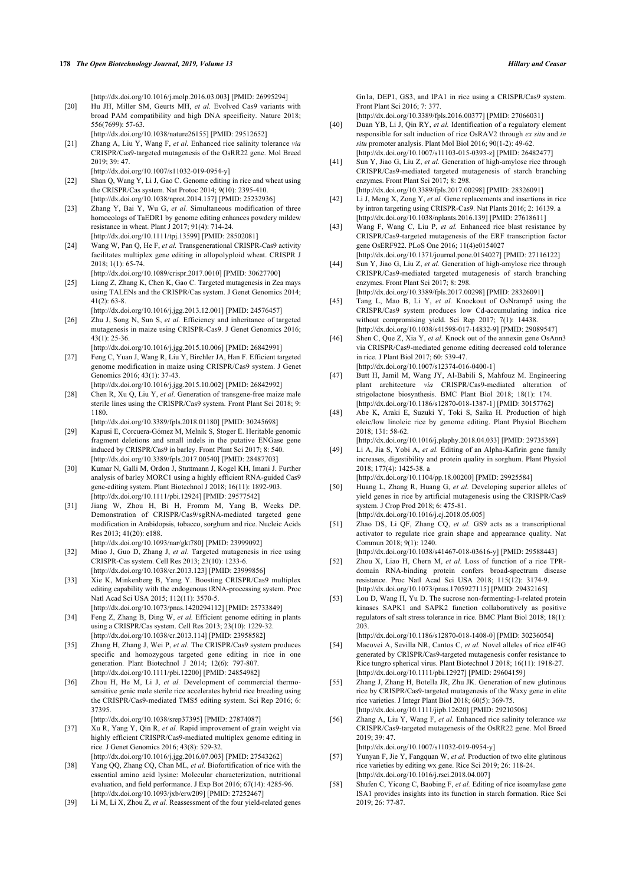[http://dx.doi.org/10.1016/j.molp.2016.03.003] [PMID: 26995294]

[20] Hu JH, Miller SM, Geurts MH, *et al.* Evolved Cas9 variants with broad PAM compatibility and high DNA specificity. Nature 2018; 556(7699): 57-63.
[http://dx.doi.org/10.1038/nature26155] [PMID: 29512652]

[21] Zhang A, Liu Y, Wang F, *et al.* Enhanced rice salinity tolerance *via* CRISPR/Cas9-targeted mutagenesis of the OsRR22 gene. Mol Breed 2019; 39: 47.
[http://dx.doi.org/10.1007/s11032-019-0954-y]

[22] Shan Q, Wang Y, Li J, Gao C. Genome editing in rice and wheat using the CRISPR/Cas system. Nat Protoc 2014; 9(10): 2395-410.
[http://dx.doi.org/10.1038/nprot.2014.157] [PMID: 25232936]

[23] Zhang Y, Bai Y, Wu G, *et al.* Simultaneous modification of three homoeologs of TaEDR1 by genome editing enhances powdery mildew resistance in wheat. Plant J 2017; 91(4): 714-24.
[http://dx.doi.org/10.1111/tpj.13599] [PMID: 28502081]

[24] Wang W, Pan Q, He F, *et al.* Transgenerational CRISPR-Cas9 activity facilitates multiplex gene editing in allopolyploid wheat. CRISPR J 2018; 1(1): 65-74.
[http://dx.doi.org/10.1089/crispr.2017.0010] [PMID: 30627700]

[25] Liang Z, Zhang K, Chen K, Gao C. Targeted mutagenesis in Zea mays using TALENs and the CRISPR/Cas system. J Genet Genomics 2014; 41(2): 63-8.
[http://dx.doi.org/10.1016/j.jgg.2013.12.001] [PMID: 24576457]

[26] Zhu J, Song N, Sun S, *et al.* Efficiency and inheritance of targeted mutagenesis in maize using CRISPR-Cas9. J Genet Genomics 2016; 43(1): 25-36.
[http://dx.doi.org/10.1016/j.jgg.2015.10.006] [PMID: 26842991]

[27] Feng C, Yuan J, Wang R, Liu Y, Birchler JA, Han F. Efficient targeted genome modification in maize using CRISPR/Cas9 system. J Genet Genomics 2016; 43(1): 37-43.
[http://dx.doi.org/10.1016/j.jgg.2015.10.002] [PMID: 26842992]

[28] Chen R, Xu Q, Liu Y, *et al.* Generation of transgene-free maize male sterile lines using the CRISPR/Cas9 system. Front Plant Sci 2018; 9: 1180.
[http://dx.doi.org/10.3389/fpls.2018.01180] [PMID: 30245698]

[29] Kapusi E, Corcuera-Gómez M, Melnik S, Stoger E. Heritable genomic fragment deletions and small indels in the putative ENGase gene induced by CRISPR/Cas9 in barley. Front Plant Sci 2017; 8: 540.
[http://dx.doi.org/10.3389/fpls.2017.00540] [PMID: 28487703]

[30] Kumar N, Galli M, Ordon J, Stuttmann J, Kogel KH, Imani J. Further analysis of barley MORC1 using a highly efficient RNA-guided Cas9 gene-editing system. Plant Biotechnol J 2018; 16(11): 1892-903.
[http://dx.doi.org/10.1111/pbi.12924] [PMID: 29577542]

[31] Jiang W, Zhou H, Bi H, Fromm M, Yang B, Weeks DP. Demonstration of CRISPR/Cas9/sgRNA-mediated targeted gene modification in Arabidopsis, tobacco, sorghum and rice. Nucleic Acids Res 2013; 41(20): e188.
[http://dx.doi.org/10.1093/nar/gkt780] [PMID: 23999092]

[32] Miao J, Guo D, Zhang J, *et al.* Targeted mutagenesis in rice using CRISPR-Cas system. Cell Res 2013; 23(10): 1233-6.
[http://dx.doi.org/10.1038/cr.2013.123] [PMID: 23999856]

[33] Xie K, Minkenberg B, Yang Y. Boosting CRISPR/Cas9 multiplex editing capability with the endogenous tRNA-processing system. Proc Natl Acad Sci USA 2015; 112(11): 3570-5.
[http://dx.doi.org/10.1073/pnas.1420294112] [PMID: 25733849]

[34] Feng Z, Zhang B, Ding W, *et al.* Efficient genome editing in plants using a CRISPR/Cas system. Cell Res 2013; 23(10): 1229-32.
[http://dx.doi.org/10.1038/cr.2013.114] [PMID: 23958582]

[35] Zhang H, Zhang J, Wei P, *et al.* The CRISPR/Cas9 system produces specific and homozygous targeted gene editing in rice in one generation. Plant Biotechnol J 2014; 12(6): 797-807.
[http://dx.doi.org/10.1111/pbi.12200] [PMID: 24854982]

[36] Zhou H, He M, Li J, *et al.* Development of commercial thermo-sensitive genic male sterile rice accelerates hybrid rice breeding using the CRISPR/Cas9-mediated TMS5 editing system. Sci Rep 2016; 6: 37395.
[http://dx.doi.org/10.1038/srep37395] [PMID: 27874087]

[37] Xu R, Yang Y, Qin R, *et al.* Rapid improvement of grain weight via highly efficient CRISPR/Cas9-mediated multiplex genome editing in rice. J Genet Genomics 2016; 43(8): 529-32.
[http://dx.doi.org/10.1016/j.jgg.2016.07.003] [PMID: 27543262]

[38] Yang QQ, Zhang CQ, Chan ML, *et al.* Biofortification of rice with the essential amino acid lysine: Molecular characterization, nutritional evaluation, and field performance. J Exp Bot 2016; 67(14): 4285-96.
[http://dx.doi.org/10.1093/jxb/erw209] [PMID: 27252467]

[39] Li M, Li X, Zhou Z, *et al.* Reassessment of the four yield-related genes Gn1a, DEP1, GS3, and IPA1 in rice using a CRISPR/Cas9 system. Front Plant Sci 2016; 7: 377.
[http://dx.doi.org/10.3389/fpls.2016.00377] [PMID: 27066031]

[40] Duan YB, Li J, Qin RY, *et al.* Identification of a regulatory element responsible for salt induction of rice OsRAV2 through *ex situ* and *in situ* promoter analysis. Plant Mol Biol 2016; 90(1-2): 49-62.
[http://dx.doi.org/10.1007/s11103-015-0393-z] [PMID: 26482477]

[41] Sun Y, Jiao G, Liu Z, *et al.* Generation of high-amylose rice through CRISPR/Cas9-mediated targeted mutagenesis of starch branching enzymes. Front Plant Sci 2017; 8: 298.
[http://dx.doi.org/10.3389/fpls.2017.00298] [PMID: 28326091]

[42] Li J, Meng X, Zong Y, *et al.* Gene replacements and insertions in rice by intron targeting using CRISPR-Cas9. Nat Plants 2016; 2: 16139. a
[http://dx.doi.org/10.1038/nplants.2016.139] [PMID: 27618611]

[43] Wang F, Wang C, Liu P, *et al.* Enhanced rice blast resistance by CRISPR/Cas9-targeted mutagenesis of the ERF transcription factor gene OsERF922. PLoS One 2016; 11(4)e0154027
[http://dx.doi.org/10.1371/journal.pone.0154027] [PMID: 27116122]

[44] Sun Y, Jiao G, Liu Z, *et al.* Generation of high-amylose rice through CRISPR/Cas9-mediated targeted mutagenesis of starch branching enzymes. Front Plant Sci 2017; 8: 298.
[http://dx.doi.org/10.3389/fpls.2017.00298] [PMID: 28326091]

[45] Tang L, Mao B, Li Y, *et al.* Knockout of OsNramp5 using the CRISPR/Cas9 system produces low Cd-accumulating indica rice without compromising yield. Sci Rep 2017; 7(1): 14438.
[http://dx.doi.org/10.1038/s41598-017-14832-9] [PMID: 29089547]

[46] Shen C, Que Z, Xia Y, *et al.* Knock out of the annexin gene OsAnn3 via CRISPR/Cas9-mediated genome editing decreased cold tolerance in rice. J Plant Biol 2017; 60: 539-47.
[http://dx.doi.org/10.1007/s12374-016-0400-1]

[47] Butt H, Jamil M, Wang JY, Al-Babili S, Mahfouz M. Engineering plant architecture *via* CRISPR/Cas9-mediated alteration of strigolactone biosynthesis. BMC Plant Biol 2018; 18(1): 174.
[http://dx.doi.org/10.1186/s12870-018-1387-1] [PMID: 30157762]

[48] Abe K, Araki E, Suzuki Y, Toki S, Saika H. Production of high oleic/low linoleic rice by genome editing. Plant Physiol Biochem 2018; 131: 58-62.
[http://dx.doi.org/10.1016/j.plaphy.2018.04.033] [PMID: 29735369]

[49] Li A, Jia S, Yobi A, *et al.* Editing of an Alpha-Kafirin gene family increases, digestibility and protein quality in sorghum. Plant Physiol 2018; 177(4): 1425-38. a
[http://dx.doi.org/10.1104/pp.18.00200] [PMID: 29925584]

[50] Huang L, Zhang R, Huang G, *et al.* Developing superior alleles of yield genes in rice by artificial mutagenesis using the CRISPR/Cas9 system. J Crop Prod 2018; 6: 475-81.
[http://dx.doi.org/10.1016/j.cj.2018.05.005]

[51] Zhao DS, Li QF, Zhang CQ, *et al.* GS9 acts as a transcriptional activator to regulate rice grain shape and appearance quality. Nat Commun 2018; 9(1): 1240.
[http://dx.doi.org/10.1038/s41467-018-03616-y] [PMID: 29588443]

[52] Zhou X, Liao H, Chern M, *et al.* Loss of function of a rice TPR-domain RNA-binding protein confers broad-spectrum disease resistance. Proc Natl Acad Sci USA 2018; 115(12): 3174-9.
[http://dx.doi.org/10.1073/pnas.1705927115] [PMID: 29432165]

[53] Lou D, Wang H, Yu D. The sucrose non-fermenting-1-related protein kinases SAPK1 and SAPK2 function collaboratively as positive regulators of salt stress tolerance in rice. BMC Plant Biol 2018; 18(1): 203.
[http://dx.doi.org/10.1186/s12870-018-1408-0] [PMID: 30236054]

[54] Macovei A, Sevilla NR, Cantos C, *et al.* Novel alleles of rice eIF4G generated by CRISPR/Cas9-targeted mutagenesis confer resistance to Rice tungro spherical virus. Plant Biotechnol J 2018; 16(11): 1918-27.
[http://dx.doi.org/10.1111/pbi.12927] [PMID: 29604159]

[55] Zhang J, Zhang H, Botella JR, Zhu JK. Generation of new glutinous rice by CRISPR/Cas9-targeted mutagenesis of the Waxy gene in elite rice varieties. J Integr Plant Biol 2018; 60(5): 369-75.
[http://dx.doi.org/10.1111/jipb.12620] [PMID: 29210506]

[56] Zhang A, Liu Y, Wang F, *et al.* Enhanced rice salinity tolerance *via* CRISPR/Cas9-targeted mutagenesis of the OsRR22 gene. Mol Breed 2019; 39: 47.
[http://dx.doi.org/10.1007/s11032-019-0954-y]

[57] Yunyan F, Jie Y, Fangquan W, *et al.* Production of two elite glutinous rice varieties by editing wx gene. Rice Sci 2019; 26: 118-24.
[http://dx.doi.org/10.1016/j.rsci.2018.04.007]

[58] Shufen C, Yicong C, Baobing F, *et al.* Editing of rice isoamylase gene ISA1 provides insights into its function in starch formation. Rice Sci 2019; 26: 77-87.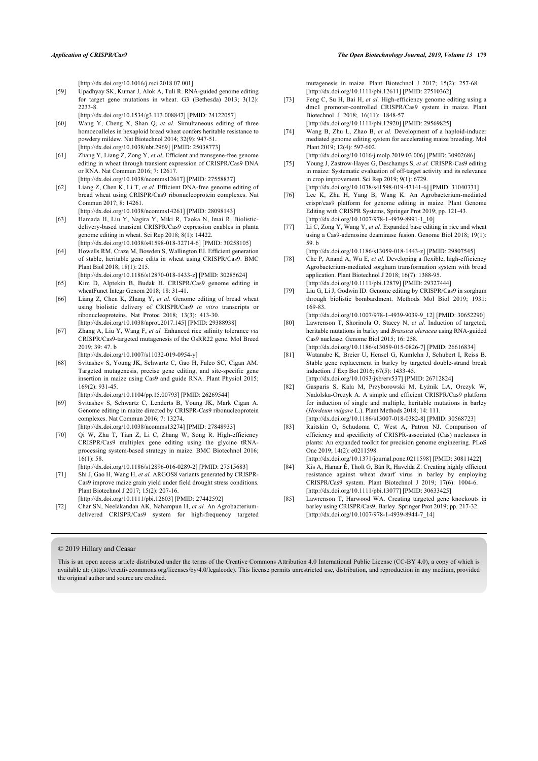[http://dx.doi.org/10.1016/j.rsci.2018.07.001]

[59] Upadhyay SK, Kumar J, Alok A, Tuli R. RNA-guided genome editing for target gene mutations in wheat. G3 (Bethesda) 2013; 3(12): 2233-8.
[http://dx.doi.org/10.1534/g3.113.008847] [PMID: 24122057]

[60] Wang Y, Cheng X, Shan Q, *et al.* Simultaneous editing of three homoeoalleles in hexaploid bread wheat confers heritable resistance to powdery mildew. Nat Biotechnol 2014; 32(9): 947-51.
[http://dx.doi.org/10.1038/nbt.2969] [PMID: 25038773]

[61] Zhang Y, Liang Z, Zong Y, *et al.* Efficient and transgene-free genome editing in wheat through transient expression of CRISPR/Cas9 DNA or RNA. Nat Commun 2016; 7: 12617.
[http://dx.doi.org/10.1038/ncomms12617] [PMID: 27558837]

[62] Liang Z, Chen K, Li T, *et al.* Efficient DNA-free genome editing of bread wheat using CRISPR/Cas9 ribonucleoprotein complexes. Nat Commun 2017; 8: 14261.
[http://dx.doi.org/10.1038/ncomms14261] [PMID: 28098143]

[63] Hamada H, Liu Y, Nagira Y, Miki R, Taoka N, Imai R. Biolistic-delivery-based transient CRISPR/Cas9 expression enables in planta genome editing in wheat. Sci Rep 2018; 8(1): 14422.
[http://dx.doi.org/10.1038/s41598-018-32714-6] [PMID: 30258105]

[64] Howells RM, Craze M, Bowden S, Wallington EJ. Efficient generation of stable, heritable gene edits in wheat using CRISPR/Cas9. BMC Plant Biol 2018; 18(1): 215.
[http://dx.doi.org/10.1186/s12870-018-1433-z] [PMID: 30285624]

[65] Kim D, Alptekin B, Budak H. CRISPR/Cas9 genome editing in wheatFunct Integr Genom 2018; 18: 31-41.

[66] Liang Z, Chen K, Zhang Y, *et al.* Genome editing of bread wheat using biolistic delivery of CRISPR/Cas9 *in vitro* transcripts or ribonucleoproteins. Nat Protoc 2018; 13(3): 413-30.
[http://dx.doi.org/10.1038/nprot.2017.145] [PMID: 29388938]

[67] Zhang A, Liu Y, Wang F, *et al.* Enhanced rice salinity tolerance *via* CRISPR/Cas9-targeted mutagenesis of the OsRR22 gene. Mol Breed 2019; 39: 47. b
[http://dx.doi.org/10.1007/s11032-019-0954-y]

[68] Svitashev S, Young JK, Schwartz C, Gao H, Falco SC, Cigan AM. Targeted mutagenesis, precise gene editing, and site-specific gene insertion in maize using Cas9 and guide RNA. Plant Physiol 2015; 169(2): 931-45.
[http://dx.doi.org/10.1104/pp.15.00793] [PMID: 26269544]

[69] Svitashev S, Schwartz C, Lenderts B, Young JK, Mark Cigan A. Genome editing in maize directed by CRISPR-Cas9 ribonucleoprotein complexes. Nat Commun 2016; 7: 13274.
[http://dx.doi.org/10.1038/ncomms13274] [PMID: 27848933]

[70] Qi W, Zhu T, Tian Z, Li C, Zhang W, Song R. High-efficiency CRISPR/Cas9 multiplex gene editing using the glycine tRNA-processing system-based strategy in maize. BMC Biotechnol 2016; 16(1): 58.
[http://dx.doi.org/10.1186/s12896-016-0289-2] [PMID: 27515683]

[71] Shi J, Gao H, Wang H, *et al.* ARGOS8 variants generated by CRISPR-Cas9 improve maize grain yield under field drought stress conditions. Plant Biotechnol J 2017; 15(2): 207-16.
[http://dx.doi.org/10.1111/pbi.12603] [PMID: 27442592]

[72] Char SN, Neelakandan AK, Nahampun H, *et al.* An Agrobacterium-delivered CRISPR/Cas9 system for high-frequency targeted mutagenesis in maize. Plant Biotechnol J 2017; 15(2): 257-68.
[http://dx.doi.org/10.1111/pbi.12611] [PMID: 27510362]

[73] Feng C, Su H, Bai H, *et al.* High-efficiency genome editing using a dmc1 promoter-controlled CRISPR/Cas9 system in maize. Plant Biotechnol J 2018; 16(11): 1848-57.
[http://dx.doi.org/10.1111/pbi.12920] [PMID: 29569825]

[74] Wang B, Zhu L, Zhao B, *et al.* Development of a haploid-inducer mediated genome editing system for accelerating maize breeding. Mol Plant 2019; 12(4): 597-602.
[http://dx.doi.org/10.1016/j.molp.2019.03.006] [PMID: 30902686]

[75] Young J, Zastrow-Hayes G, Deschamps S, *et al.* CRISPR-Cas9 editing in maize: Systematic evaluation of off-target activity and its relevance in crop improvement. Sci Rep 2019; 9(1): 6729.
[http://dx.doi.org/10.1038/s41598-019-43141-6] [PMID: 31040331]

[76] Lee K, Zhu H, Yang B, Wang K. An Agrobacterium-mediated crispr/cas9 platform for genome editing in maize. Plant Genome Editing with CRISPR Systems, Springer Prot 2019; pp. 121-43.
[http://dx.doi.org/10.1007/978-1-4939-8991-1_10]

[77] Li C, Zong Y, Wang Y, *et al.* Expanded base editing in rice and wheat using a Cas9-adenosine deaminase fusion. Genome Biol 2018; 19(1): 59. b
[http://dx.doi.org/10.1186/s13059-018-1443-z] [PMID: 29807545]

[78] Che P, Anand A, Wu E, *et al.* Developing a flexible, high-efficiency Agrobacterium-mediated sorghum transformation system with broad application. Plant Biotechnol J 2018; 16(7): 1388-95.
[http://dx.doi.org/10.1111/pbi.12879] [PMID: 29327444]

[79] Liu G, Li J, Godwin ID. Genome editing by CRISPR/Cas9 in sorghum through biolistic bombardment. Methods Mol Biol 2019; 1931: 169-83.
[http://dx.doi.org/10.1007/978-1-4939-9039-9_12] [PMID: 30652290]

[80] Lawrenson T, Shorinola O, Stacey N, *et al.* Induction of targeted, heritable mutations in barley and *Brassica oleracea* using RNA-guided Cas9 nuclease. Genome Biol 2015; 16: 258.
[http://dx.doi.org/10.1186/s13059-015-0826-7] [PMID: 26616834]

[81] Watanabe K, Breier U, Hensel G, Kumlehn J, Schubert I, Reiss B. Stable gene replacement in barley by targeted double-strand break induction. J Exp Bot 2016; 67(5): 1433-45.
[http://dx.doi.org/10.1093/jxb/erv537] [PMID: 26712824]

[82] Gasparis S, Kała M, Przyborowski M, Łyżnik LA, Orczyk W, Nadolska-Orczyk A. A simple and efficient CRISPR/Cas9 platform for induction of single and multiple, heritable mutations in barley (*Hordeum vulgare* L.). Plant Methods 2018; 14: 111.
[http://dx.doi.org/10.1186/s13007-018-0382-8] [PMID: 30568723]

[83] Raitskin O, Schudoma C, West A, Patron NJ. Comparison of efficiency and specificity of CRISPR-associated (Cas) nucleases in plants: An expanded toolkit for precision genome engineering. PLoS One 2019; 14(2): e0211598.
[http://dx.doi.org/10.1371/journal.pone.0211598] [PMID: 30811422]

[84] Kis A, Hamar É, Tholt G, Bán R, Havelda Z. Creating highly efficient resistance against wheat dwarf virus in barley by employing CRISPR/Cas9 system. Plant Biotechnol J 2019; 17(6): 1004-6.
[http://dx.doi.org/10.1111/pbi.13077] [PMID: 30633425]

[85] Lawrenson T, Harwood WA. Creating targeted gene knockouts in barley using CRISPR/Cas9, Barley. Springer Prot 2019; pp. 217-32.
[http://dx.doi.org/10.1007/978-1-4939-8944-7_14]

---

© 2019 Hillary and Ceasar

This is an open access article distributed under the terms of the Creative Commons Attribution 4.0 International Public License (CC-BY 4.0), a copy of which is available at: (https://creativecommons.org/licenses/by/4.0/legalcode). This license permits unrestricted use, distribution, and reproduction in any medium, provided the original author and source are credited.